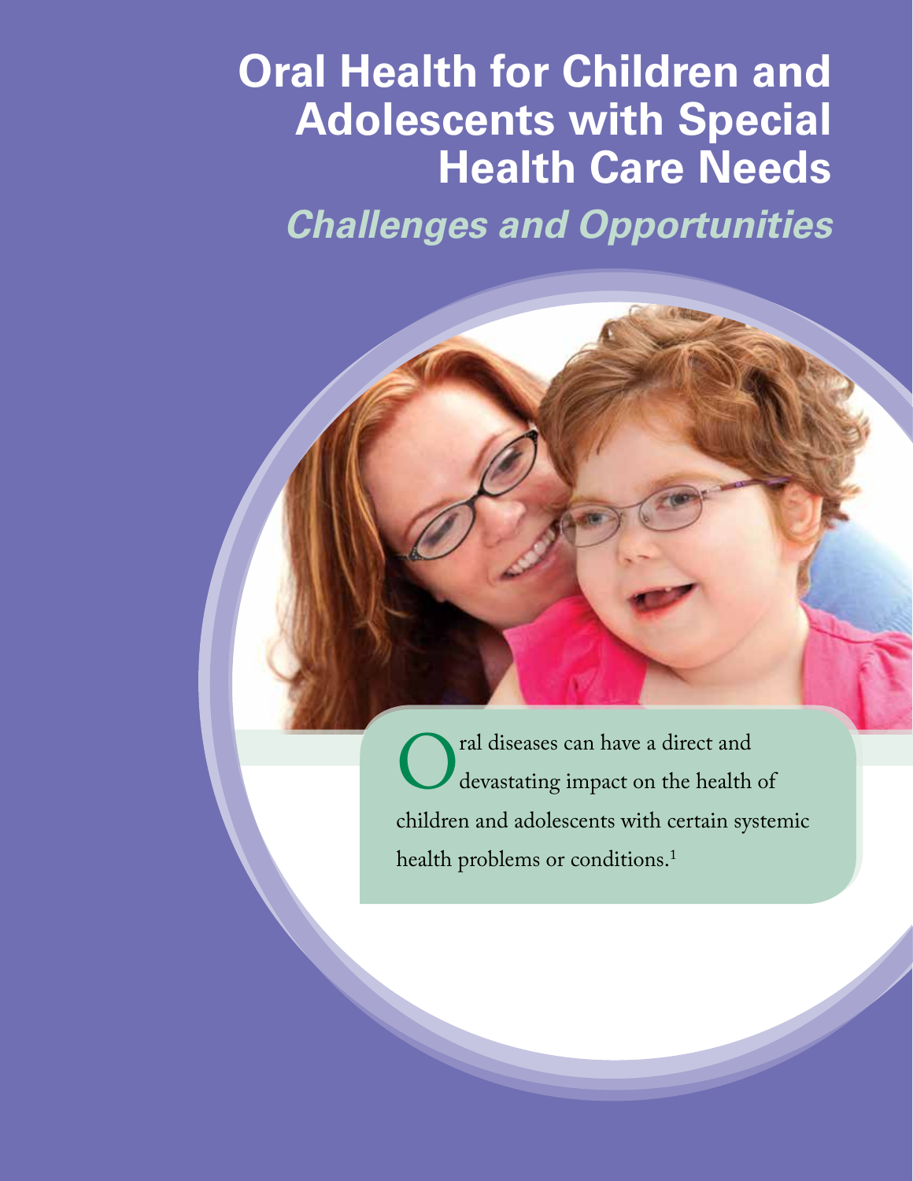# Oral Health for Children and Adolescents with Special Health Care Needs

## *Challenges and Opportunities*

Oral diseases can have a direct and devastating impact on the health of children and adolescents with certain systemic health problems or conditions.[1]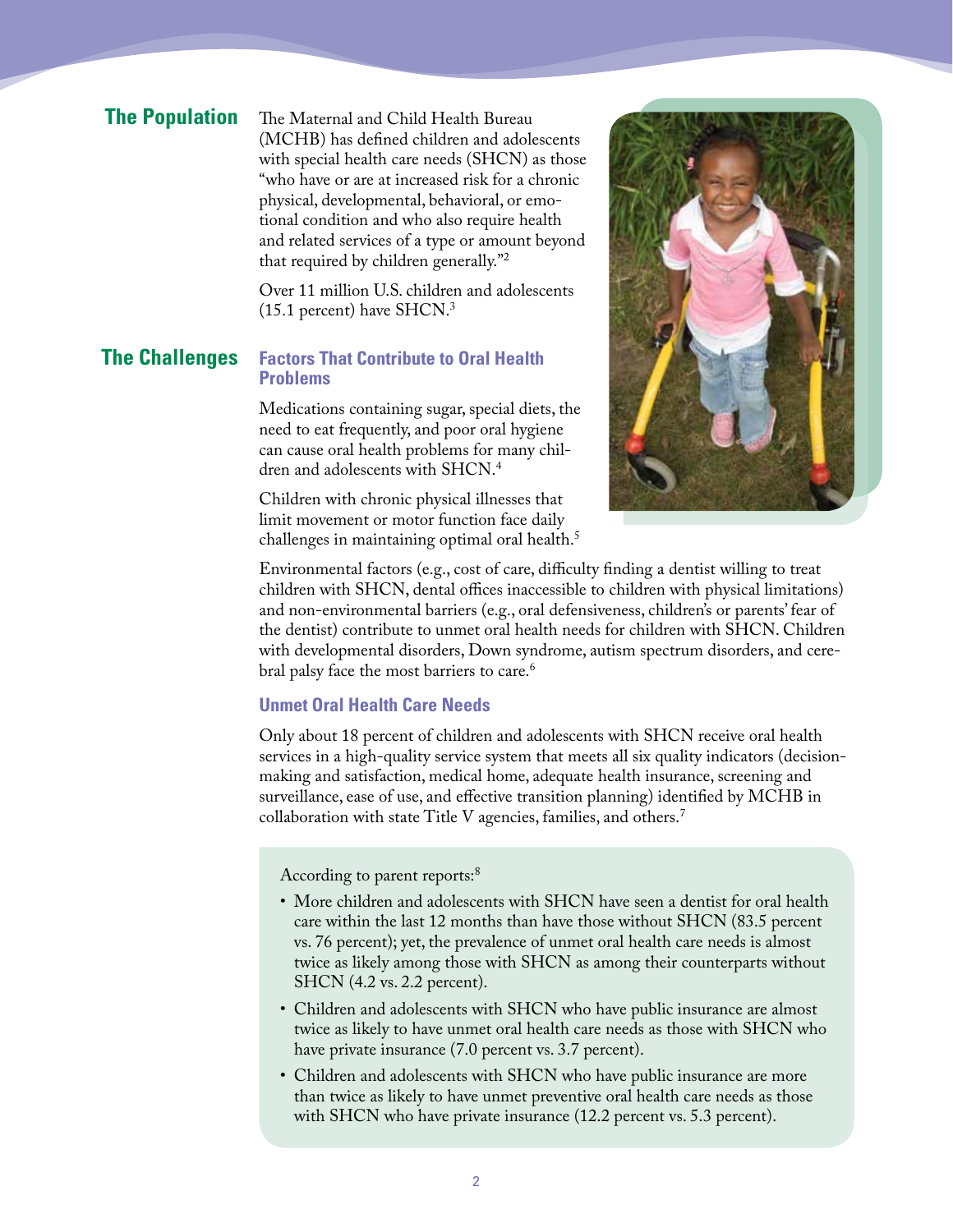## The Population

The Maternal and Child Health Bureau (MCHB) has defined children and adolescents with special health care needs (SHCN) as those "who have or are at increased risk for a chronic physical, developmental, behavioral, or emotional condition and who also require health and related services of a type or amount beyond that required by children generally."[2]

Over 11 million U.S. children and adolescents (15.1 percent) have SHCN.[3]

## The Challenges

### Factors That Contribute to Oral Health Problems

Medications containing sugar, special diets, the need to eat frequently, and poor oral hygiene can cause oral health problems for many children and adolescents with SHCN.[4]

Children with chronic physical illnesses that limit movement or motor function face daily challenges in maintaining optimal oral health.[5]

Environmental factors (e.g., cost of care, difficulty finding a dentist willing to treat children with SHCN, dental offices inaccessible to children with physical limitations) and non-environmental barriers (e.g., oral defensiveness, children's or parents' fear of the dentist) contribute to unmet oral health needs for children with SHCN. Children with developmental disorders, Down syndrome, autism spectrum disorders, and cerebral palsy face the most barriers to care.[6]

### Unmet Oral Health Care Needs

Only about 18 percent of children and adolescents with SHCN receive oral health services in a high-quality service system that meets all six quality indicators (decision-making and satisfaction, medical home, adequate health insurance, screening and surveillance, ease of use, and effective transition planning) identified by MCHB in collaboration with state Title V agencies, families, and others.[7]

According to parent reports:[8]

- More children and adolescents with SHCN have seen a dentist for oral health care within the last 12 months than have those without SHCN (83.5 percent vs. 76 percent); yet, the prevalence of unmet oral health care needs is almost twice as likely among those with SHCN as among their counterparts without SHCN (4.2 vs. 2.2 percent).
- Children and adolescents with SHCN who have public insurance are almost twice as likely to have unmet oral health care needs as those with SHCN who have private insurance (7.0 percent vs. 3.7 percent).
- Children and adolescents with SHCN who have public insurance are more than twice as likely to have unmet preventive oral health care needs as those with SHCN who have private insurance (12.2 percent vs. 5.3 percent).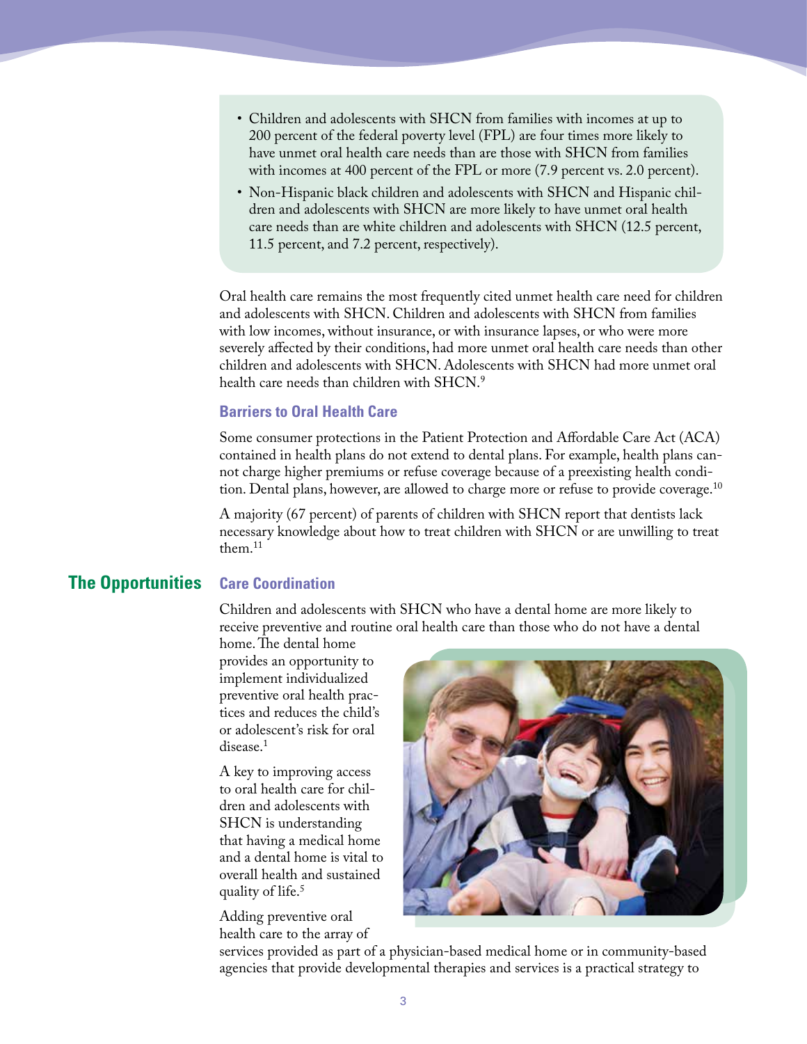- Children and adolescents with SHCN from families with incomes at up to 200 percent of the federal poverty level (FPL) are four times more likely to have unmet oral health care needs than are those with SHCN from families with incomes at 400 percent of the FPL or more (7.9 percent vs. 2.0 percent).
- Non-Hispanic black children and adolescents with SHCN and Hispanic children and adolescents with SHCN are more likely to have unmet oral health care needs than are white children and adolescents with SHCN (12.5 percent, 11.5 percent, and 7.2 percent, respectively).

Oral health care remains the most frequently cited unmet health care need for children and adolescents with SHCN. Children and adolescents with SHCN from families with low incomes, without insurance, or with insurance lapses, or who were more severely affected by their conditions, had more unmet oral health care needs than other children and adolescents with SHCN. Adolescents with SHCN had more unmet oral health care needs than children with SHCN.[9]

### Barriers to Oral Health Care

Some consumer protections in the Patient Protection and Affordable Care Act (ACA) contained in health plans do not extend to dental plans. For example, health plans cannot charge higher premiums or refuse coverage because of a preexisting health condition. Dental plans, however, are allowed to charge more or refuse to provide coverage.[10]

A majority (67 percent) of parents of children with SHCN report that dentists lack necessary knowledge about how to treat children with SHCN or are unwilling to treat them.[11]

## The Opportunities

### Care Coordination

Children and adolescents with SHCN who have a dental home are more likely to receive preventive and routine oral health care than those who do not have a dental home. The dental home provides an opportunity to implement individualized preventive oral health practices and reduces the child's or adolescent's risk for oral disease.[1]

A key to improving access to oral health care for children and adolescents with SHCN is understanding that having a medical home and a dental home is vital to overall health and sustained quality of life.[5]

Adding preventive oral health care to the array of services provided as part of a physician-based medical home or in community-based agencies that provide developmental therapies and services is a practical strategy to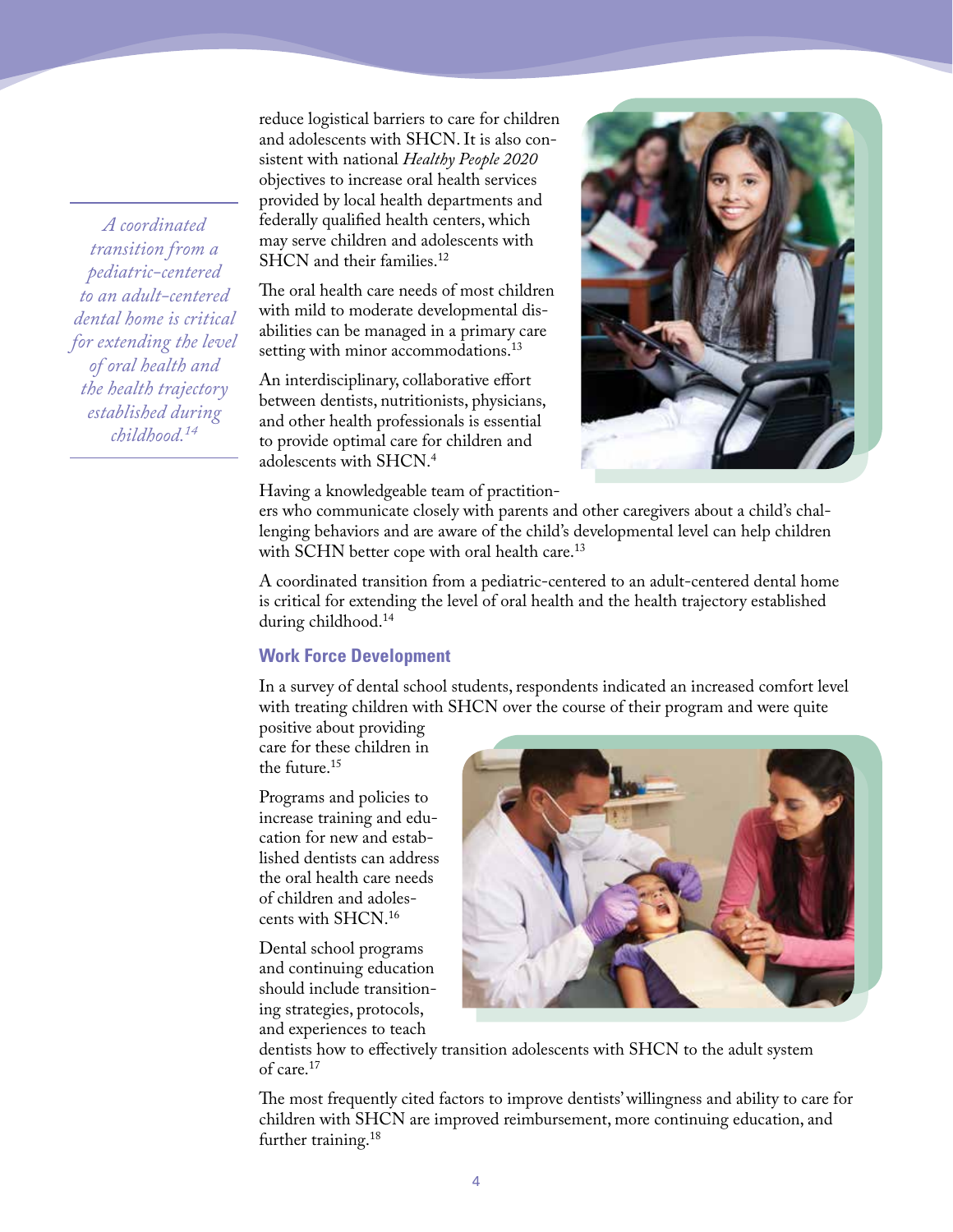reduce logistical barriers to care for children and adolescents with SHCN. It is also consistent with national *Healthy People 2020* objectives to increase oral health services provided by local health departments and federally qualified health centers, which may serve children and adolescents with SHCN and their families.[12]

The oral health care needs of most children with mild to moderate developmental disabilities can be managed in a primary care setting with minor accommodations.[13]

An interdisciplinary, collaborative effort between dentists, nutritionists, physicians, and other health professionals is essential to provide optimal care for children and adolescents with SHCN.[4]

Having a knowledgeable team of practitioners who communicate closely with parents and other caregivers about a child's challenging behaviors and are aware of the child's developmental level can help children with SCHN better cope with oral health care.[13]

A coordinated transition from a pediatric-centered to an adult-centered dental home is critical for extending the level of oral health and the health trajectory established during childhood.[14]

*A coordinated transition from a pediatric-centered to an adult-centered dental home is critical for extending the level of oral health and the health trajectory established during childhood.[14]*

### Work Force Development

In a survey of dental school students, respondents indicated an increased comfort level with treating children with SHCN over the course of their program and were quite positive about providing care for these children in the future.[15]

Programs and policies to increase training and education for new and established dentists can address the oral health care needs of children and adolescents with SHCN.[16]

Dental school programs and continuing education should include transitioning strategies, protocols, and experiences to teach dentists how to effectively transition adolescents with SHCN to the adult system of care.[17]

The most frequently cited factors to improve dentists' willingness and ability to care for children with SHCN are improved reimbursement, more continuing education, and further training.[18]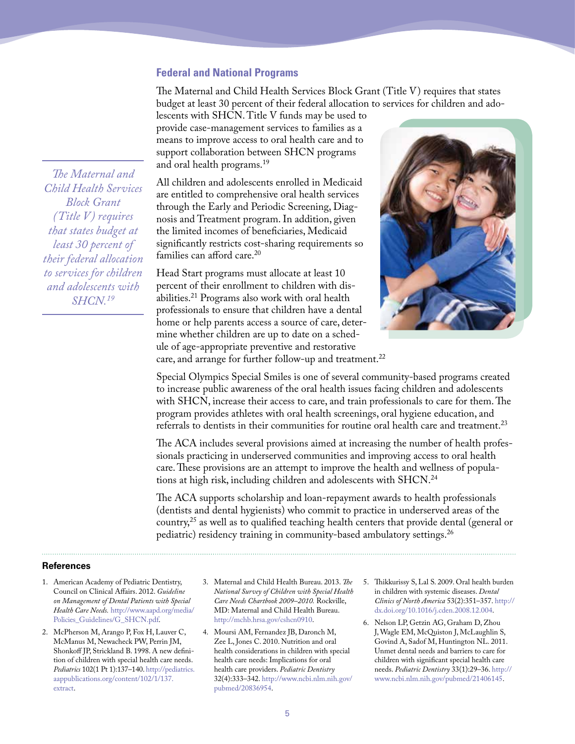## Federal and National Programs

The Maternal and Child Health Services Block Grant (Title V) requires that states budget at least 30 percent of their federal allocation to services for children and adolescents with SHCN. Title V funds may be used to provide case-management services to families as a means to improve access to oral health care and to support collaboration between SHCN programs and oral health programs.[19]

*The Maternal and Child Health Services Block Grant (Title V) requires that states budget at least 30 percent of their federal allocation to services for children and adolescents with SHCN.[19]*

All children and adolescents enrolled in Medicaid are entitled to comprehensive oral health services through the Early and Periodic Screening, Diagnosis and Treatment program. In addition, given the limited incomes of beneficiaries, Medicaid significantly restricts cost-sharing requirements so families can afford care.[20]

Head Start programs must allocate at least 10 percent of their enrollment to children with disabilities.[21] Programs also work with oral health professionals to ensure that children have a dental home or help parents access a source of care, determine whether children are up to date on a schedule of age-appropriate preventive and restorative care, and arrange for further follow-up and treatment.[22]

Special Olympics Special Smiles is one of several community-based programs created to increase public awareness of the oral health issues facing children and adolescents with SHCN, increase their access to care, and train professionals to care for them. The program provides athletes with oral health screenings, oral hygiene education, and referrals to dentists in their communities for routine oral health care and treatment.[23]

The ACA includes several provisions aimed at increasing the number of health professionals practicing in underserved communities and improving access to oral health care. These provisions are an attempt to improve the health and wellness of populations at high risk, including children and adolescents with SHCN.[24]

The ACA supports scholarship and loan-repayment awards to health professionals (dentists and dental hygienists) who commit to practice in underserved areas of the country,[25] as well as to qualified teaching health centers that provide dental (general or pediatric) residency training in community-based ambulatory settings.[26]

### References

1. American Academy of Pediatric Dentistry, Council on Clinical Affairs. 2012. *Guideline on Management of Dental Patients with Special Health Care Needs.* http://www.aapd.org/media/Policies_Guidelines/G_SHCN.pdf.
2. McPherson M, Arango P, Fox H, Lauver C, McManus M, Newacheck PW, Perrin JM, Shonkoff JP, Strickland B. 1998. A new definition of children with special health care needs. *Pediatrics* 102(1 Pt 1):137–140. http://pediatrics.aappublications.org/content/102/1/137.extract.
3. Maternal and Child Health Bureau. 2013. *The National Survey of Children with Special Health Care Needs Chartbook 2009–2010.* Rockville, MD: Maternal and Child Health Bureau. http://mchb.hrsa.gov/cshcn0910.
4. Moursi AM, Fernandez JB, Daronch M, Zee L, Jones C. 2010. Nutrition and oral health considerations in children with special health care needs: Implications for oral health care providers. *Pediatric Dentistry* 32(4):333–342. http://www.ncbi.nlm.nih.gov/pubmed/20836954.
5. Thikkurissy S, Lal S. 2009. Oral health burden in children with systemic diseases. *Dental Clinics of North America* 53(2):351–357. http://dx.doi.org/10.1016/j.cden.2008.12.004.
6. Nelson LP, Getzin AG, Graham D, Zhou J, Wagle EM, McQuiston J, McLaughlin S, Govind A, Sadof M, Huntington NL. 2011. Unmet dental needs and barriers to care for children with significant special health care needs. *Pediatric Dentistry* 33(1):29–36. http://www.ncbi.nlm.nih.gov/pubmed/21406145.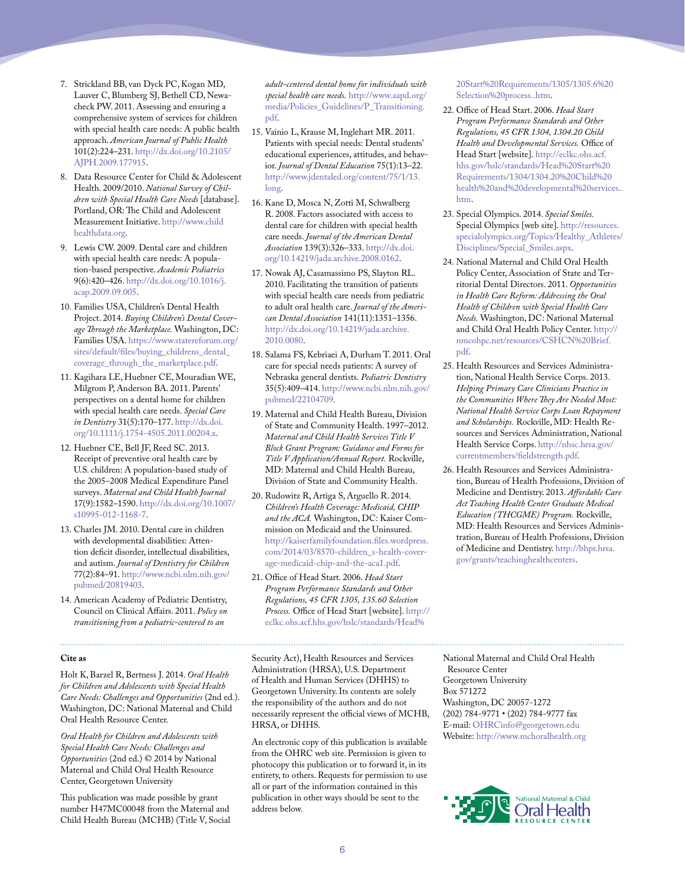7. Strickland BB, van Dyck PC, Kogan MD, Lauver C, Blumberg SJ, Bethell CD, Newacheck PW. 2011. Assessing and ensuring a comprehensive system of services for children with special health care needs: A public health approach. *American Journal of Public Health* 101(2):224–231. http://dx.doi.org/10.2105/AJPH.2009.177915.

8. Data Resource Center for Child & Adolescent Health. 2009/2010. *National Survey of Children with Special Health Care Needs* [database]. Portland, OR: The Child and Adolescent Measurement Initiative. http://www.childhealthdata.org.

9. Lewis CW. 2009. Dental care and children with special health care needs: A population-based perspective. *Academic Pediatrics* 9(6):420–426. http://dx.doi.org/10.1016/j.acap.2009.09.005.

10. Families USA, Children's Dental Health Project. 2014. *Buying Children's Dental Coverage Through the Marketplace.* Washington, DC: Families USA. https://www.statereforum.org/sites/default/files/buying_childrens_dental_coverage_through_the_marketplace.pdf.

11. Kagihara LE, Huebner CE, Mouradian WE, Milgrom P, Anderson BA. 2011. Parents' perspectives on a dental home for children with special health care needs. *Special Care in Dentistry* 31(5):170–177. http://dx.doi.org/10.1111/j.1754-4505.2011.00204.x.

12. Huebner CE, Bell JF, Reed SC. 2013. Receipt of preventive oral health care by U.S. children: A population-based study of the 2005–2008 Medical Expenditure Panel surveys. *Maternal and Child Health Journal* 17(9):1582–1590. http://dx.doi.org/10.1007/s10995-012-1168-7.

13. Charles JM. 2010. Dental care in children with developmental disabilities: Attention deficit disorder, intellectual disabilities, and autism. *Journal of Dentistry for Children* 77(2):84–91. http://www.ncbi.nlm.nih.gov/pubmed/20819403.

14. American Academy of Pediatric Dentistry, Council on Clinical Affairs. 2011. *Policy on transitioning from a pediatric-centered to an adult-centered dental home for individuals with special health care needs.* http://www.aapd.org/media/Policies_Guidelines/P_Transitioning.pdf.

15. Vainio L, Krause M, Inglehart MR. 2011. Patients with special needs: Dental students' educational experiences, attitudes, and behavior. *Journal of Dental Education* 75(1):13–22. http://www.jdentaled.org/content/75/1/13.long.

16. Kane D, Mosca N, Zotti M, Schwalberg R. 2008. Factors associated with access to dental care for children with special health care needs. *Journal of the American Dental Association* 139(3):326–333. http://dx.doi.org/10.14219/jada.archive.2008.0162.

17. Nowak AJ, Casamassimo PS, Slayton RL. 2010. Facilitating the transition of patients with special health care needs from pediatric to adult oral health care. *Journal of the American Dental Association* 141(11):1351–1356. http://dx.doi.org/10.14219/jada.archive.2010.0080.

18. Salama FS, Kebriaei A, Durham T. 2011. Oral care for special needs patients: A survey of Nebraska general dentists. *Pediatric Dentistry* 35(5):409–414. http://www.ncbi.nlm.nih.gov/pubmed/22104709.

19. Maternal and Child Health Bureau, Division of State and Community Health. 1997–2012. *Maternal and Child Health Services Title V Block Grant Program: Guidance and Forms for Title V Application/Annual Report.* Rockville, MD: Maternal and Child Health Bureau, Division of State and Community Health.

20. Rudowitz R, Artiga S, Arguello R. 2014. *Children's Health Coverage: Medicaid, CHIP and the ACA.* Washington, DC: Kaiser Commission on Medicaid and the Uninsured. http://kaiserfamilyfoundation.files.wordpress.com/2014/03/8570-children_s-health-coverage-medicaid-chip-and-the-aca1.pdf.

21. Office of Head Start. 2006. *Head Start Program Performance Standards and Other Regulations, 45 CFR 1305, 135.60 Selection Process.* Office of Head Start [website]. http://eclkc.ohs.acf.hhs.gov/hslc/standards/Head%20Start%20Requirements/1305/1305.6%20Selection%20process..htm.

22. Office of Head Start. 2006. *Head Start Program Performance Standards and Other Regulations, 45 CFR 1304, 1304.20 Child Health and Developmental Services.* Office of Head Start [website]. http://eclkc.ohs.acf.hhs.gov/hslc/standards/Head%20Start%20Requirements/1304/1304.20%20Child%20health%20and%20developmental%20services..htm.

23. Special Olympics. 2014. *Special Smiles.* Special Olympics [web site]. http://resources.specialolympics.org/Topics/Healthy_Athletes/Disciplines/Special_Smiles.aspx.

24. National Maternal and Child Oral Health Policy Center, Association of State and Territorial Dental Directors. 2011. *Opportunities in Health Care Reform: Addressing the Oral Health of Children with Special Health Care Needs.* Washington, DC: National Maternal and Child Oral Health Policy Center. http://nmcohpc.net/resources/CSHCN%20Brief.pdf.

25. Health Resources and Services Administration, National Health Service Corps. 2013. *Helping Primary Care Clinicians Practice in the Communities Where They Are Needed Most: National Health Service Corps Loan Repayment and Scholarships.* Rockville, MD: Health Resources and Services Administration, National Health Service Corps. http://nhsc.hrsa.gov/currentmembers/fieldstrength.pdf.

26. Health Resources and Services Administration, Bureau of Health Professions, Division of Medicine and Dentistry. 2013. *Affordable Care Act Teaching Health Center Graduate Medical Education (THCGME) Program.* Rockville, MD: Health Resources and Services Administration, Bureau of Health Professions, Division of Medicine and Dentistry. http://bhpr.hrsa.gov/grants/teachinghealthcenters.

**Cite as**

Holt K, Barzel R, Bertness J. 2014. *Oral Health for Children and Adolescents with Special Health Care Needs: Challenges and Opportunities* (2nd ed.). Washington, DC: National Maternal and Child Oral Health Resource Center.

*Oral Health for Children and Adolescents with Special Health Care Needs: Challenges and Opportunities* (2nd ed.) © 2014 by National Maternal and Child Oral Health Resource Center, Georgetown University

This publication was made possible by grant number H47MC00048 from the Maternal and Child Health Bureau (MCHB) (Title V, Social Security Act), Health Resources and Services Administration (HRSA), U.S. Department of Health and Human Services (DHHS) to Georgetown University. Its contents are solely the responsibility of the authors and do not necessarily represent the official views of MCHB, HRSA, or DHHS.

An electronic copy of this publication is available from the OHRC web site. Permission is given to photocopy this publication or to forward it, in its entirety, to others. Requests for permission to use all or part of the information contained in this publication in other ways should be sent to the address below.

National Maternal and Child Oral Health Resource Center
Georgetown University
Box 571272
Washington, DC 20057-1272
(202) 784-9771 • (202) 784-9777 fax
E-mail: OHRCinfo@georgetown.edu
Website: http://www.mchoralhealth.org

National Maternal & Child Oral Health Resource Center